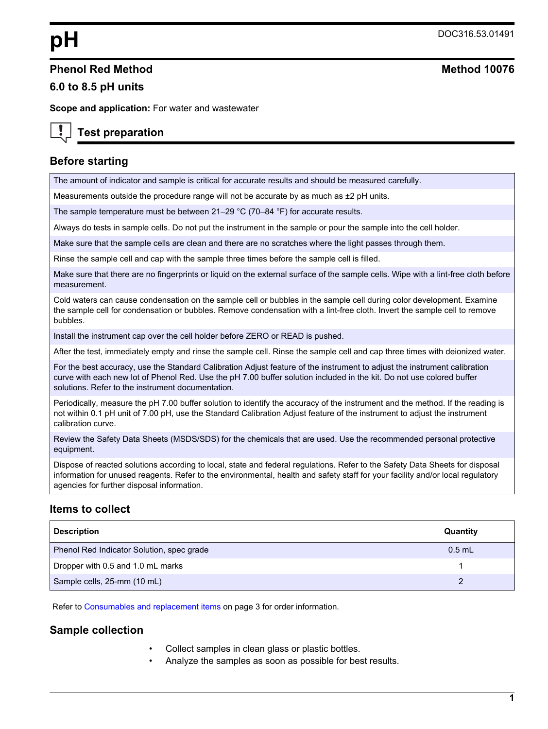# pH

DOC316.53.01491

## Phenol Red Method

## Method 10076

### 6.0 to 8.5 pH units

**Scope and application:** For water and wastewater

## Test preparation

### Before starting

| |
|---|
| The amount of indicator and sample is critical for accurate results and should be measured carefully. |
| Measurements outside the procedure range will not be accurate by as much as ±2 pH units. |
| The sample temperature must be between 21–29 °C (70–84 °F) for accurate results. |
| Always do tests in sample cells. Do not put the instrument in the sample or pour the sample into the cell holder. |
| Make sure that the sample cells are clean and there are no scratches where the light passes through them. |
| Rinse the sample cell and cap with the sample three times before the sample cell is filled. |
| Make sure that there are no fingerprints or liquid on the external surface of the sample cells. Wipe with a lint-free cloth before measurement. |
| Cold waters can cause condensation on the sample cell or bubbles in the sample cell during color development. Examine the sample cell for condensation or bubbles. Remove condensation with a lint-free cloth. Invert the sample cell to remove bubbles. |
| Install the instrument cap over the cell holder before ZERO or READ is pushed. |
| After the test, immediately empty and rinse the sample cell. Rinse the sample cell and cap three times with deionized water. |
| For the best accuracy, use the Standard Calibration Adjust feature of the instrument to adjust the instrument calibration curve with each new lot of Phenol Red. Use the pH 7.00 buffer solution included in the kit. Do not use colored buffer solutions. Refer to the instrument documentation. |
| Periodically, measure the pH 7.00 buffer solution to identify the accuracy of the instrument and the method. If the reading is not within 0.1 pH unit of 7.00 pH, use the Standard Calibration Adjust feature of the instrument to adjust the instrument calibration curve. |
| Review the Safety Data Sheets (MSDS/SDS) for the chemicals that are used. Use the recommended personal protective equipment. |
| Dispose of reacted solutions according to local, state and federal regulations. Refer to the Safety Data Sheets for disposal information for unused reagents. Refer to the environmental, health and safety staff for your facility and/or local regulatory agencies for further disposal information. |

### Items to collect

| Description | Quantity |
|---|---|
| Phenol Red Indicator Solution, spec grade | 0.5 mL |
| Dropper with 0.5 and 1.0 mL marks | 1 |
| Sample cells, 25-mm (10 mL) | 2 |

Refer to Consumables and replacement items on page 3 for order information.

### Sample collection

- Collect samples in clean glass or plastic bottles.
- Analyze the samples as soon as possible for best results.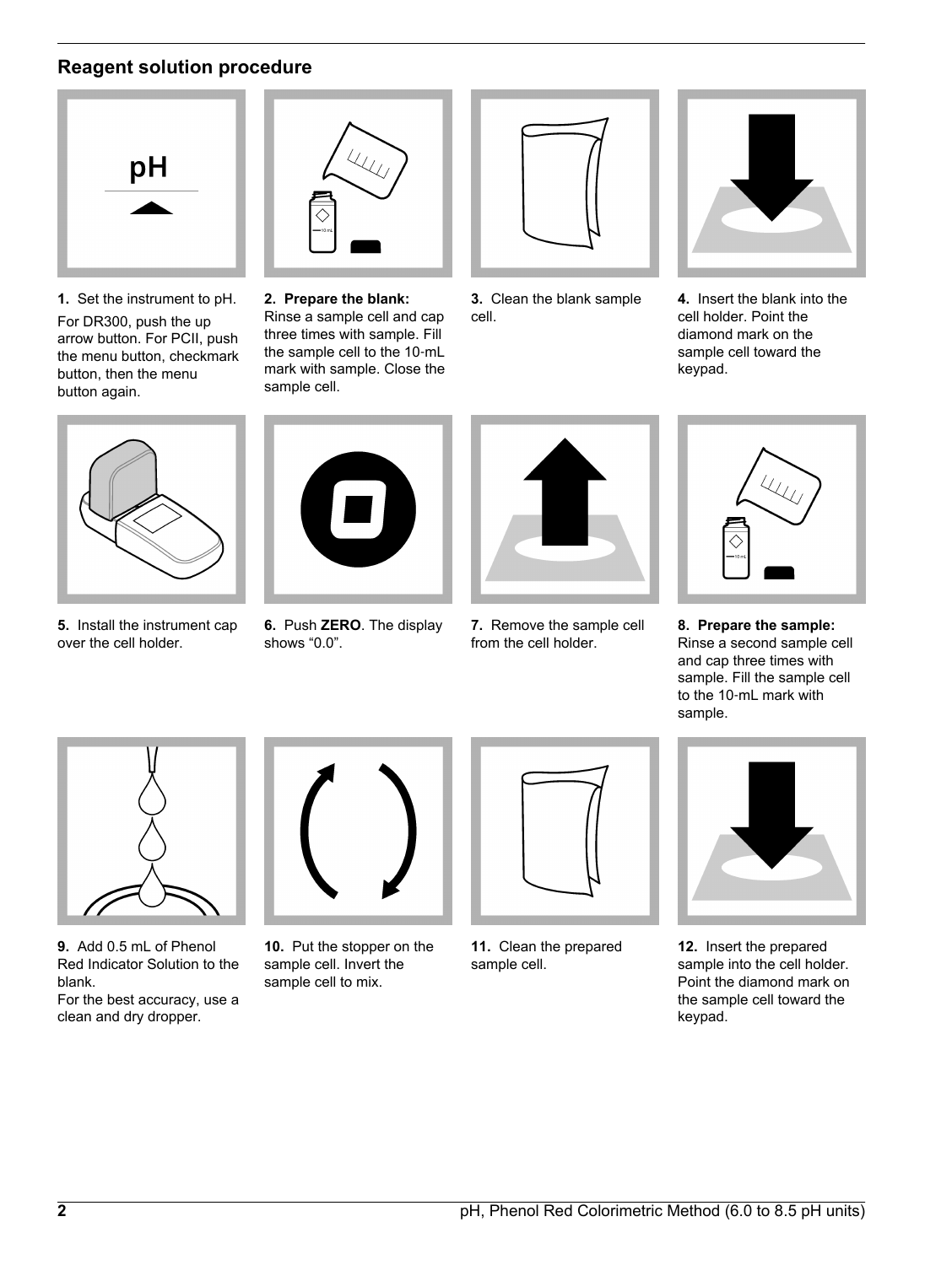## Reagent solution procedure

**1.** Set the instrument to pH.

For DR300, push the up arrow button. For PCII, push the menu button, checkmark button, then the menu button again.

**2. Prepare the blank:** Rinse a sample cell and cap three times with sample. Fill the sample cell to the 10-mL mark with sample. Close the sample cell.

**3.** Clean the blank sample cell.

**4.** Insert the blank into the cell holder. Point the diamond mark on the sample cell toward the keypad.

**5.** Install the instrument cap over the cell holder.

**6.** Push **ZERO**. The display shows “0.0”.

**7.** Remove the sample cell from the cell holder.

**8. Prepare the sample:** Rinse a second sample cell and cap three times with sample. Fill the sample cell to the 10-mL mark with sample.

**9.** Add 0.5 mL of Phenol Red Indicator Solution to the blank.

For the best accuracy, use a clean and dry dropper.

**10.** Put the stopper on the sample cell. Invert the sample cell to mix.

**11.** Clean the prepared sample cell.

**12.** Insert the prepared sample into the cell holder. Point the diamond mark on the sample cell toward the keypad.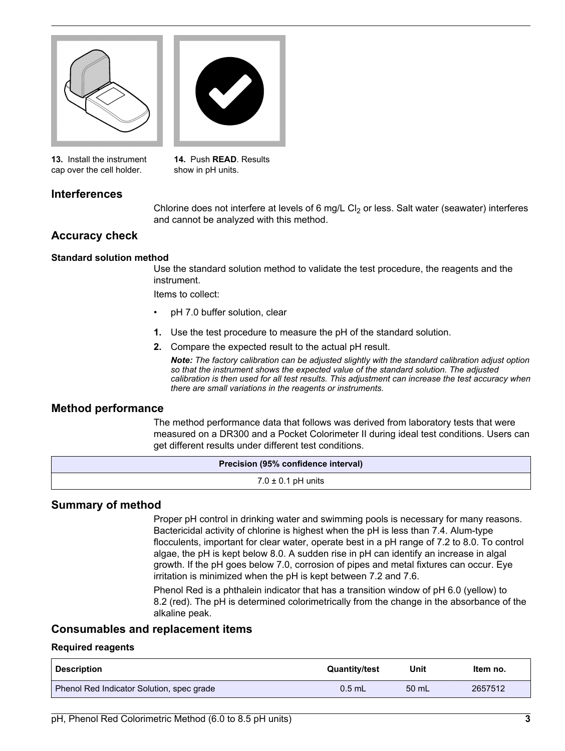13. Install the instrument cap over the cell holder.

14. Push **READ**. Results show in pH units.

## Interferences

Chlorine does not interfere at levels of 6 mg/L $Cl_2$ or less. Salt water (seawater) interferes and cannot be analyzed with this method.

## Accuracy check

### Standard solution method

Use the standard solution method to validate the test procedure, the reagents and the instrument.

Items to collect:

- pH 7.0 buffer solution, clear

1. Use the test procedure to measure the pH of the standard solution.
2. Compare the expected result to the actual pH result.

   ***Note:*** *The factory calibration can be adjusted slightly with the standard calibration adjust option so that the instrument shows the expected value of the standard solution. The adjusted calibration is then used for all test results. This adjustment can increase the test accuracy when there are small variations in the reagents or instruments.*

## Method performance

The method performance data that follows was derived from laboratory tests that were measured on a DR300 and a Pocket Colorimeter II during ideal test conditions. Users can get different results under different test conditions.

| Precision (95% confidence interval) |
| --- |
| 7.0 ± 0.1 pH units |

## Summary of method

Proper pH control in drinking water and swimming pools is necessary for many reasons. Bactericidal activity of chlorine is highest when the pH is less than 7.4. Alum-type flocculents, important for clear water, operate best in a pH range of 7.2 to 8.0. To control algae, the pH is kept below 8.0. A sudden rise in pH can identify an increase in algal growth. If the pH goes below 7.0, corrosion of pipes and metal fixtures can occur. Eye irritation is minimized when the pH is kept between 7.2 and 7.6.

Phenol Red is a phthalein indicator that has a transition window of pH 6.0 (yellow) to 8.2 (red). The pH is determined colorimetrically from the change in the absorbance of the alkaline peak.

## Consumables and replacement items

### Required reagents

| Description | Quantity/test | Unit | Item no. |
| --- | --- | --- | --- |
| Phenol Red Indicator Solution, spec grade | 0.5 mL | 50 mL | 2657512 |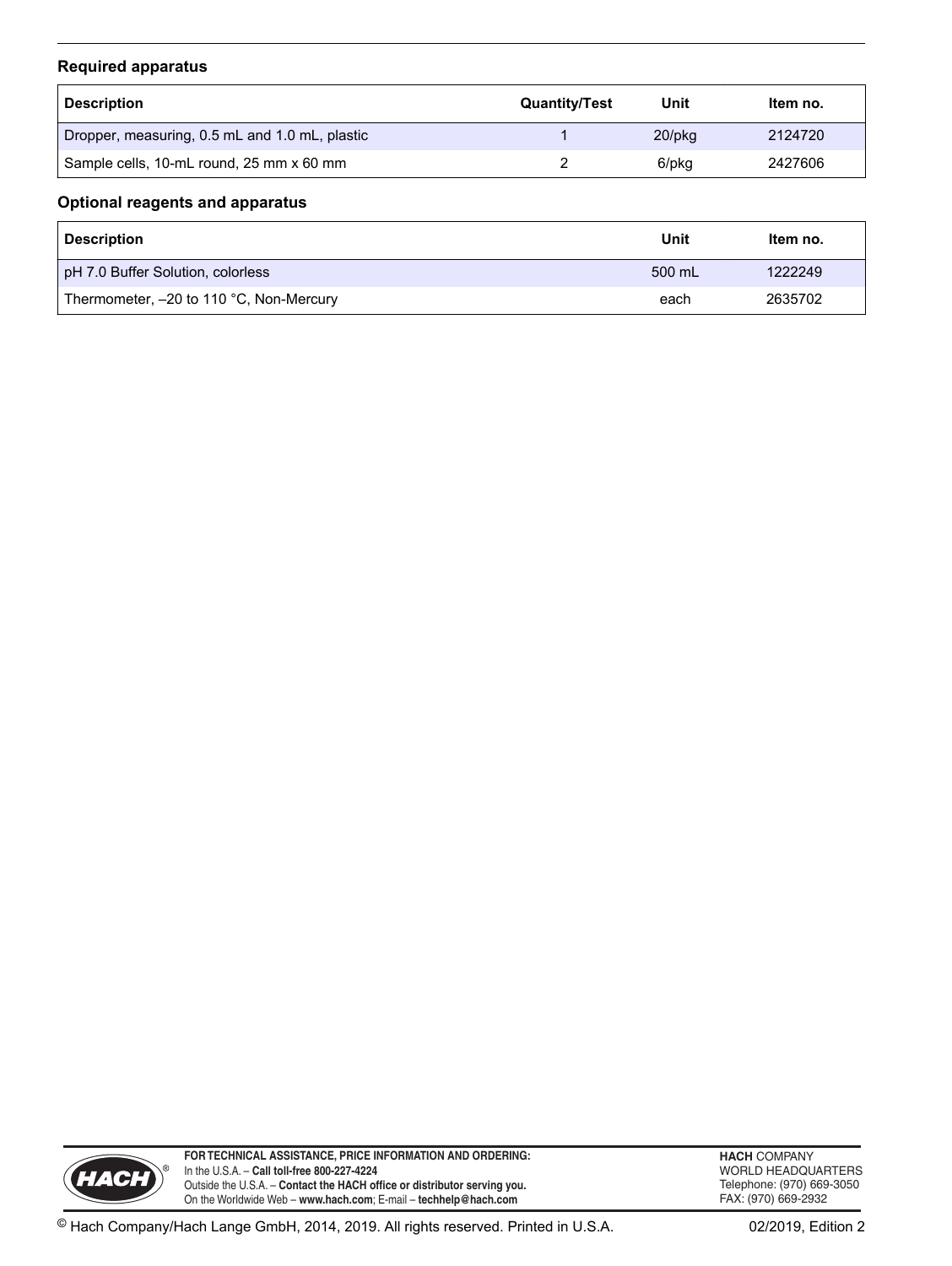### Required apparatus

| Description | Quantity/Test | Unit | Item no. |
|---|---|---|---|
| Dropper, measuring, 0.5 mL and 1.0 mL, plastic | 1 | 20/pkg | 2124720 |
| Sample cells, 10-mL round, 25 mm x 60 mm | 2 | 6/pkg | 2427606 |

### Optional reagents and apparatus

| Description | Unit | Item no. |
|---|---|---|
| pH 7.0 Buffer Solution, colorless | 500 mL | 1222249 |
| Thermometer, –20 to 110 °C, Non-Mercury | each | 2635702 |

**FOR TECHNICAL ASSISTANCE, PRICE INFORMATION AND ORDERING:**
In the U.S.A. – **Call toll-free 800-227-4224**
Outside the U.S.A. – **Contact the HACH office or distributor serving you.**
On the Worldwide Web – **www.hach.com**; E-mail – **techhelp@hach.com**

**HACH** COMPANY
WORLD HEADQUARTERS
Telephone: (970) 669-3050
FAX: (970) 669-2932

© Hach Company/Hach Lange GmbH, 2014, 2019. All rights reserved. Printed in U.S.A.

02/2019, Edition 2